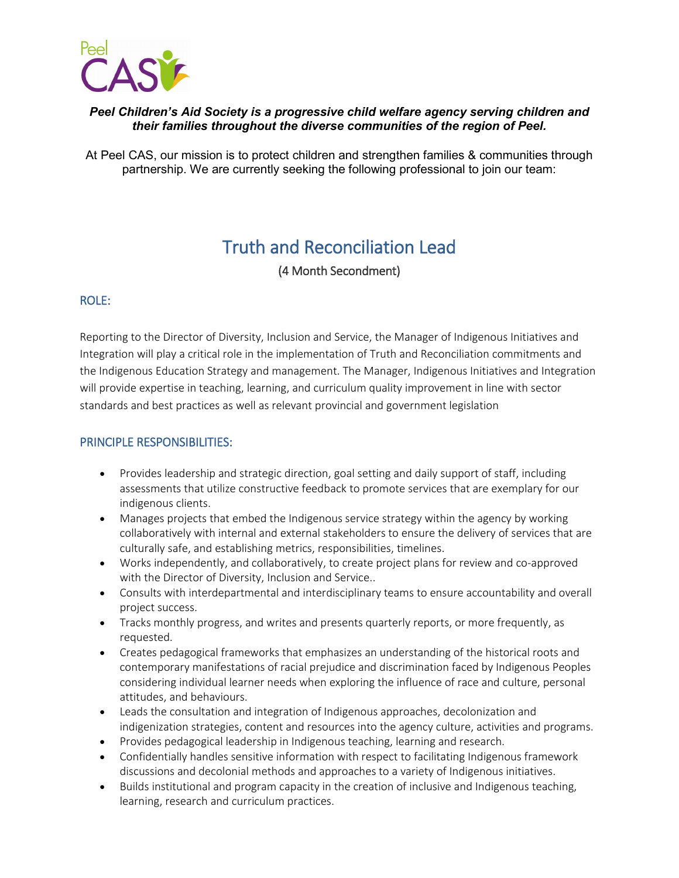*Peel Children's Aid Society is a progressive child welfare agency serving children and their families throughout the diverse communities of the region of Peel.*

At Peel CAS, our mission is to protect children and strengthen families & communities through partnership. We are currently seeking the following professional to join our team:

# Truth and Reconciliation Lead

(4 Month Secondment)

## ROLE:

Reporting to the Director of Diversity, Inclusion and Service, the Manager of Indigenous Initiatives and Integration will play a critical role in the implementation of Truth and Reconciliation commitments and the Indigenous Education Strategy and management. The Manager, Indigenous Initiatives and Integration will provide expertise in teaching, learning, and curriculum quality improvement in line with sector standards and best practices as well as relevant provincial and government legislation

## PRINCIPLE RESPONSIBILITIES:

- Provides leadership and strategic direction, goal setting and daily support of staff, including assessments that utilize constructive feedback to promote services that are exemplary for our indigenous clients.
- Manages projects that embed the Indigenous service strategy within the agency by working collaboratively with internal and external stakeholders to ensure the delivery of services that are culturally safe, and establishing metrics, responsibilities, timelines.
- Works independently, and collaboratively, to create project plans for review and co-approved with the Director of Diversity, Inclusion and Service..
- Consults with interdepartmental and interdisciplinary teams to ensure accountability and overall project success.
- Tracks monthly progress, and writes and presents quarterly reports, or more frequently, as requested.
- Creates pedagogical frameworks that emphasizes an understanding of the historical roots and contemporary manifestations of racial prejudice and discrimination faced by Indigenous Peoples considering individual learner needs when exploring the influence of race and culture, personal attitudes, and behaviours.
- Leads the consultation and integration of Indigenous approaches, decolonization and indigenization strategies, content and resources into the agency culture, activities and programs.
- Provides pedagogical leadership in Indigenous teaching, learning and research.
- Confidentially handles sensitive information with respect to facilitating Indigenous framework discussions and decolonial methods and approaches to a variety of Indigenous initiatives.
- Builds institutional and program capacity in the creation of inclusive and Indigenous teaching, learning, research and curriculum practices.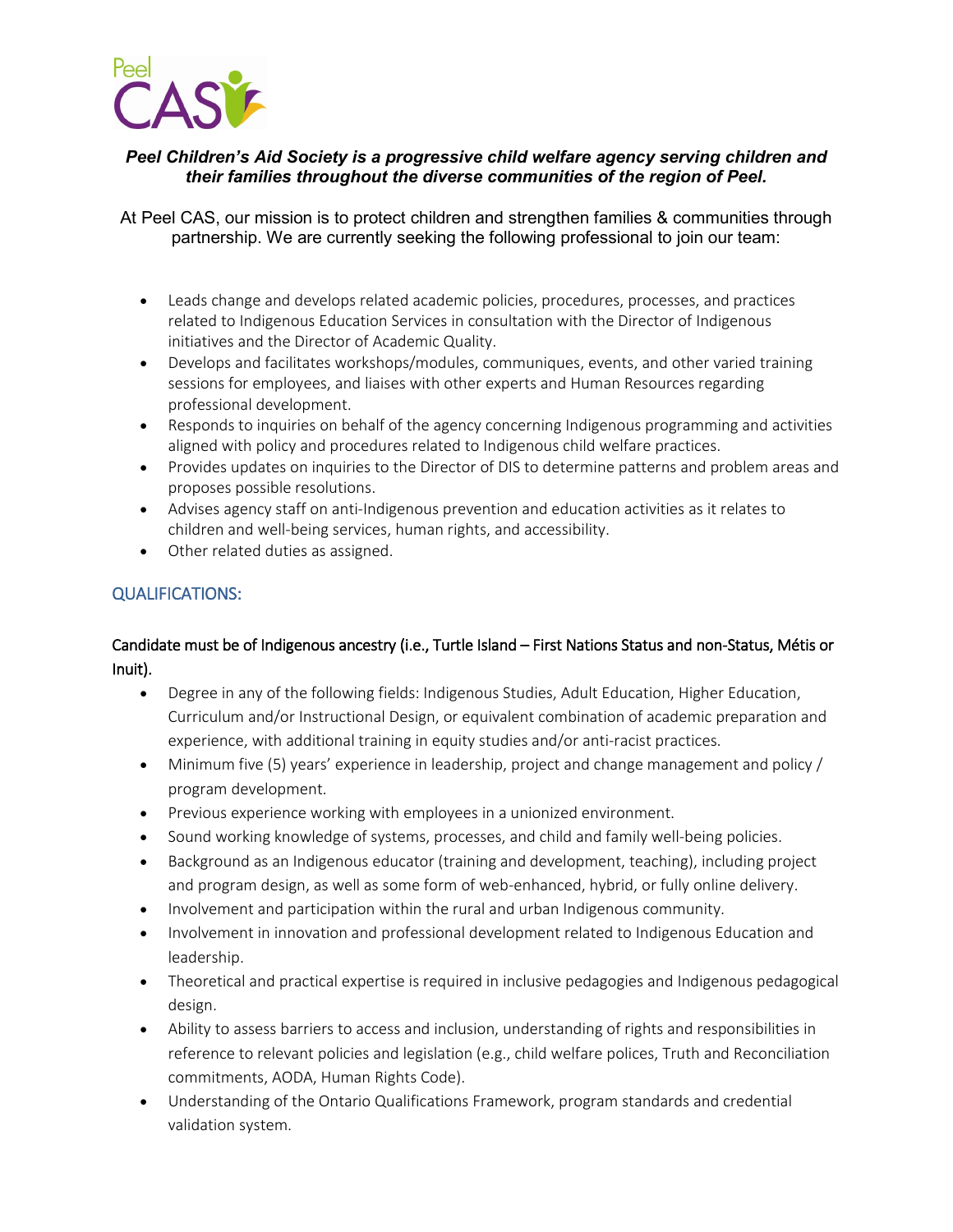*Peel Children's Aid Society is a progressive child welfare agency serving children and their families throughout the diverse communities of the region of Peel.*

At Peel CAS, our mission is to protect children and strengthen families & communities through partnership. We are currently seeking the following professional to join our team:

- Leads change and develops related academic policies, procedures, processes, and practices related to Indigenous Education Services in consultation with the Director of Indigenous initiatives and the Director of Academic Quality.
- Develops and facilitates workshops/modules, communiques, events, and other varied training sessions for employees, and liaises with other experts and Human Resources regarding professional development.
- Responds to inquiries on behalf of the agency concerning Indigenous programming and activities aligned with policy and procedures related to Indigenous child welfare practices.
- Provides updates on inquiries to the Director of DIS to determine patterns and problem areas and proposes possible resolutions.
- Advises agency staff on anti-Indigenous prevention and education activities as it relates to children and well-being services, human rights, and accessibility.
- Other related duties as assigned.

## QUALIFICATIONS:

Candidate must be of Indigenous ancestry (i.e., Turtle Island – First Nations Status and non-Status, Métis or Inuit).

- Degree in any of the following fields: Indigenous Studies, Adult Education, Higher Education, Curriculum and/or Instructional Design, or equivalent combination of academic preparation and experience, with additional training in equity studies and/or anti-racist practices.
- Minimum five (5) years' experience in leadership, project and change management and policy / program development.
- Previous experience working with employees in a unionized environment.
- Sound working knowledge of systems, processes, and child and family well-being policies.
- Background as an Indigenous educator (training and development, teaching), including project and program design, as well as some form of web-enhanced, hybrid, or fully online delivery.
- Involvement and participation within the rural and urban Indigenous community.
- Involvement in innovation and professional development related to Indigenous Education and leadership.
- Theoretical and practical expertise is required in inclusive pedagogies and Indigenous pedagogical design.
- Ability to assess barriers to access and inclusion, understanding of rights and responsibilities in reference to relevant policies and legislation (e.g., child welfare polices, Truth and Reconciliation commitments, AODA, Human Rights Code).
- Understanding of the Ontario Qualifications Framework, program standards and credential validation system.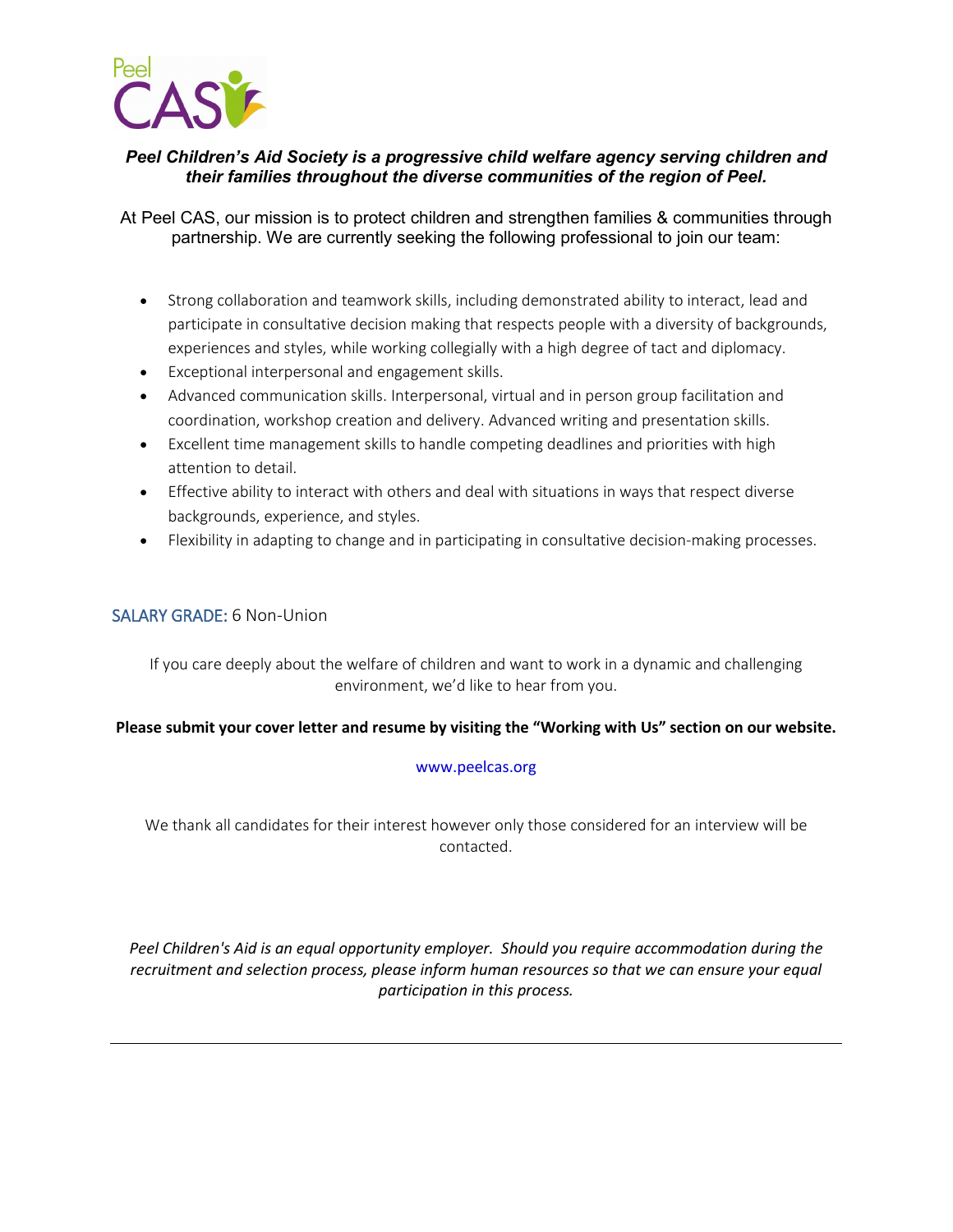***Peel Children's Aid Society is a progressive child welfare agency serving children and their families throughout the diverse communities of the region of Peel.***

At Peel CAS, our mission is to protect children and strengthen families & communities through partnership. We are currently seeking the following professional to join our team:

- Strong collaboration and teamwork skills, including demonstrated ability to interact, lead and participate in consultative decision making that respects people with a diversity of backgrounds, experiences and styles, while working collegially with a high degree of tact and diplomacy.
- Exceptional interpersonal and engagement skills.
- Advanced communication skills. Interpersonal, virtual and in person group facilitation and coordination, workshop creation and delivery. Advanced writing and presentation skills.
- Excellent time management skills to handle competing deadlines and priorities with high attention to detail.
- Effective ability to interact with others and deal with situations in ways that respect diverse backgrounds, experience, and styles.
- Flexibility in adapting to change and in participating in consultative decision-making processes.

SALARY GRADE: 6 Non-Union

If you care deeply about the welfare of children and want to work in a dynamic and challenging environment, we'd like to hear from you.

**Please submit your cover letter and resume by visiting the "Working with Us" section on our website.**

www.peelcas.org

We thank all candidates for their interest however only those considered for an interview will be contacted.

*Peel Children's Aid is an equal opportunity employer. Should you require accommodation during the recruitment and selection process, please inform human resources so that we can ensure your equal participation in this process.*